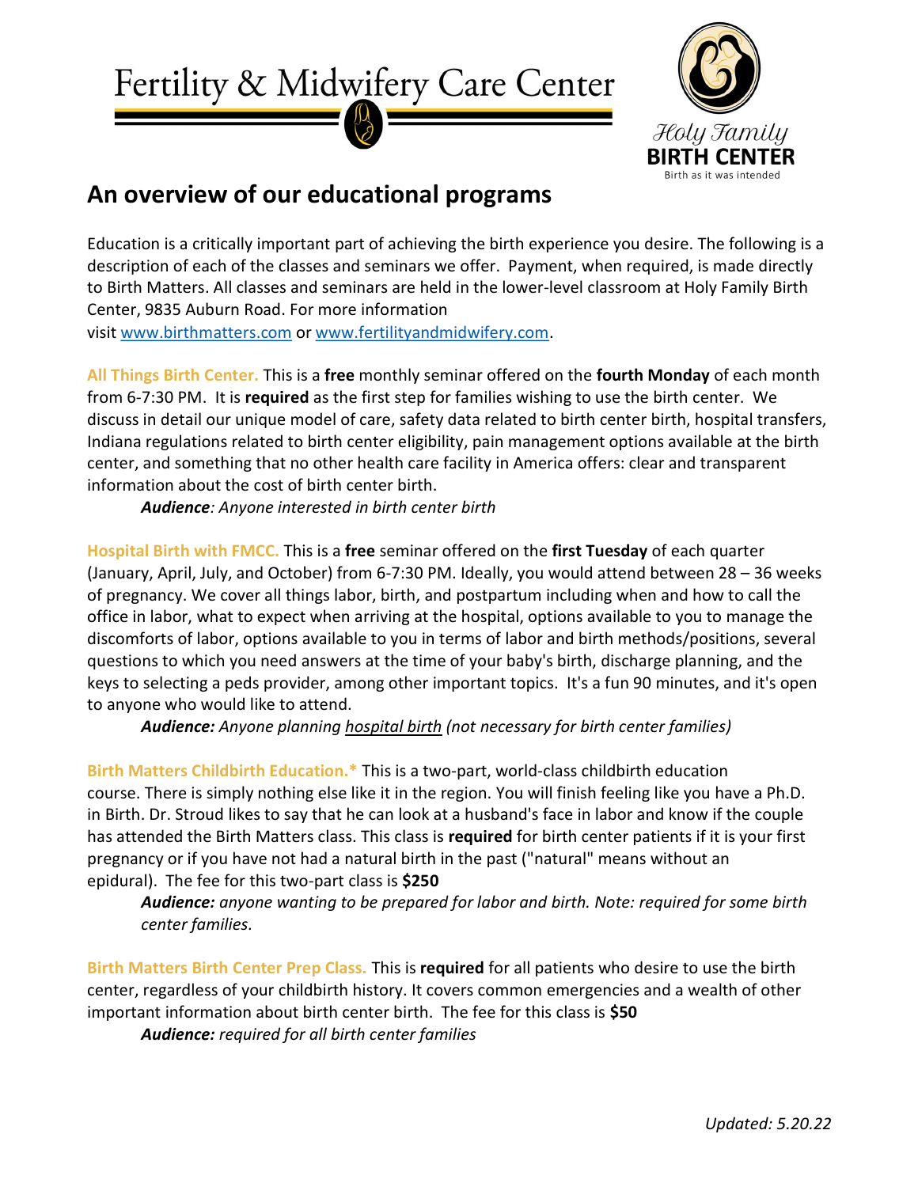Fertility & Midwifery Care Center

Holy Family BIRTH CENTER
Birth as it was intended

## An overview of our educational programs

Education is a critically important part of achieving the birth experience you desire. The following is a description of each of the classes and seminars we offer. Payment, when required, is made directly to Birth Matters. All classes and seminars are held in the lower-level classroom at Holy Family Birth Center, 9835 Auburn Road. For more information visit www.birthmatters.com or www.fertilityandmidwifery.com.

**All Things Birth Center.** This is a **free** monthly seminar offered on the **fourth Monday** of each month from 6-7:30 PM. It is **required** as the first step for families wishing to use the birth center. We discuss in detail our unique model of care, safety data related to birth center birth, hospital transfers, Indiana regulations related to birth center eligibility, pain management options available at the birth center, and something that no other health care facility in America offers: clear and transparent information about the cost of birth center birth.

*Audience: Anyone interested in birth center birth*

**Hospital Birth with FMCC.** This is a **free** seminar offered on the **first Tuesday** of each quarter (January, April, July, and October) from 6-7:30 PM. Ideally, you would attend between 28 – 36 weeks of pregnancy. We cover all things labor, birth, and postpartum including when and how to call the office in labor, what to expect when arriving at the hospital, options available to you to manage the discomforts of labor, options available to you in terms of labor and birth methods/positions, several questions to which you need answers at the time of your baby's birth, discharge planning, and the keys to selecting a peds provider, among other important topics. It's a fun 90 minutes, and it's open to anyone who would like to attend.

***Audience:*** *Anyone planning hospital birth (not necessary for birth center families)*

**Birth Matters Childbirth Education.*** This is a two-part, world-class childbirth education course. There is simply nothing else like it in the region. You will finish feeling like you have a Ph.D. in Birth. Dr. Stroud likes to say that he can look at a husband's face in labor and know if the couple has attended the Birth Matters class. This class is **required** for birth center patients if it is your first pregnancy or if you have not had a natural birth in the past ("natural" means without an epidural). The fee for this two-part class is **$250**

***Audience:*** *anyone wanting to be prepared for labor and birth. Note: required for some birth center families.*

**Birth Matters Birth Center Prep Class.** This is **required** for all patients who desire to use the birth center, regardless of your childbirth history. It covers common emergencies and a wealth of other important information about birth center birth. The fee for this class is **$50**

***Audience:*** *required for all birth center families*

*Updated: 5.20.22*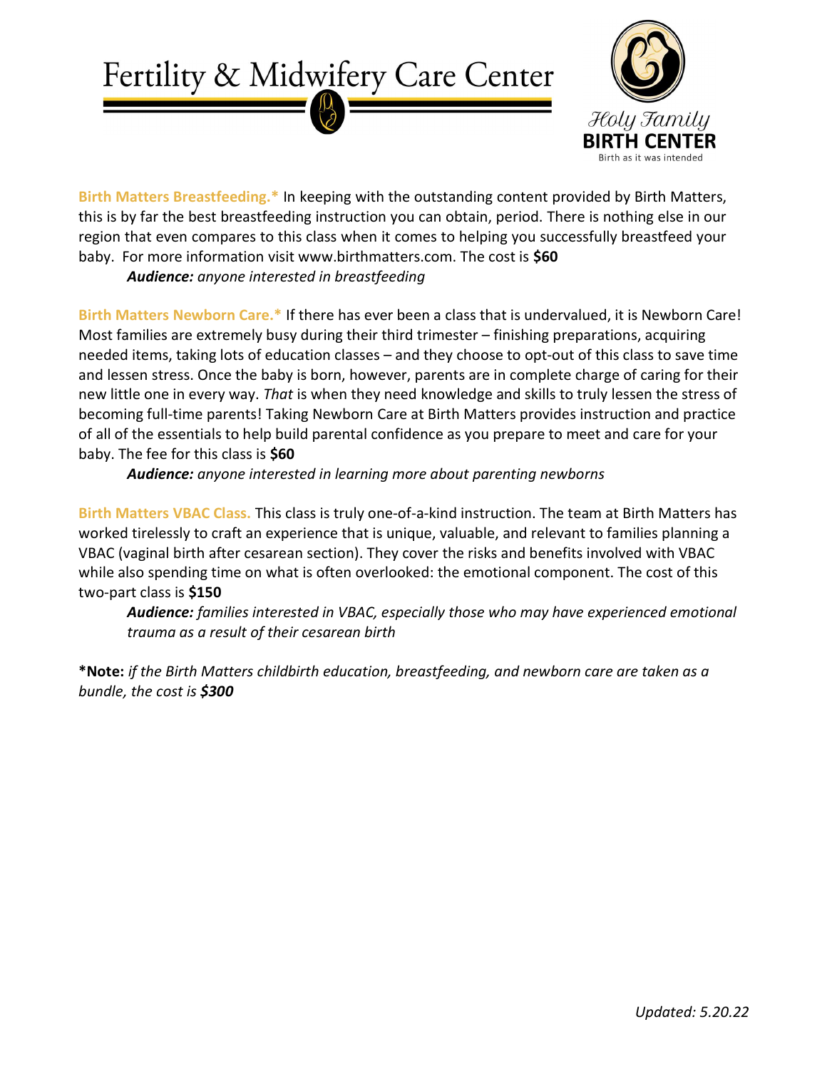**Birth Matters Breastfeeding.*** In keeping with the outstanding content provided by Birth Matters, this is by far the best breastfeeding instruction you can obtain, period. There is nothing else in our region that even compares to this class when it comes to helping you successfully breastfeed your baby. For more information visit www.birthmatters.com. The cost is **$60**

> ***Audience:*** *anyone interested in breastfeeding*

**Birth Matters Newborn Care.*** If there has ever been a class that is undervalued, it is Newborn Care! Most families are extremely busy during their third trimester – finishing preparations, acquiring needed items, taking lots of education classes – and they choose to opt-out of this class to save time and lessen stress. Once the baby is born, however, parents are in complete charge of caring for their new little one in every way. *That* is when they need knowledge and skills to truly lessen the stress of becoming full-time parents! Taking Newborn Care at Birth Matters provides instruction and practice of all of the essentials to help build parental confidence as you prepare to meet and care for your baby. The fee for this class is **$60**

> ***Audience:*** *anyone interested in learning more about parenting newborns*

**Birth Matters VBAC Class.** This class is truly one-of-a-kind instruction. The team at Birth Matters has worked tirelessly to craft an experience that is unique, valuable, and relevant to families planning a VBAC (vaginal birth after cesarean section). They cover the risks and benefits involved with VBAC while also spending time on what is often overlooked: the emotional component. The cost of this two-part class is **$150**

> ***Audience:*** *families interested in VBAC, especially those who may have experienced emotional trauma as a result of their cesarean birth*

***Note:** *if the Birth Matters childbirth education, breastfeeding, and newborn care are taken as a bundle, the cost is **$300***

*Updated: 5.20.22*